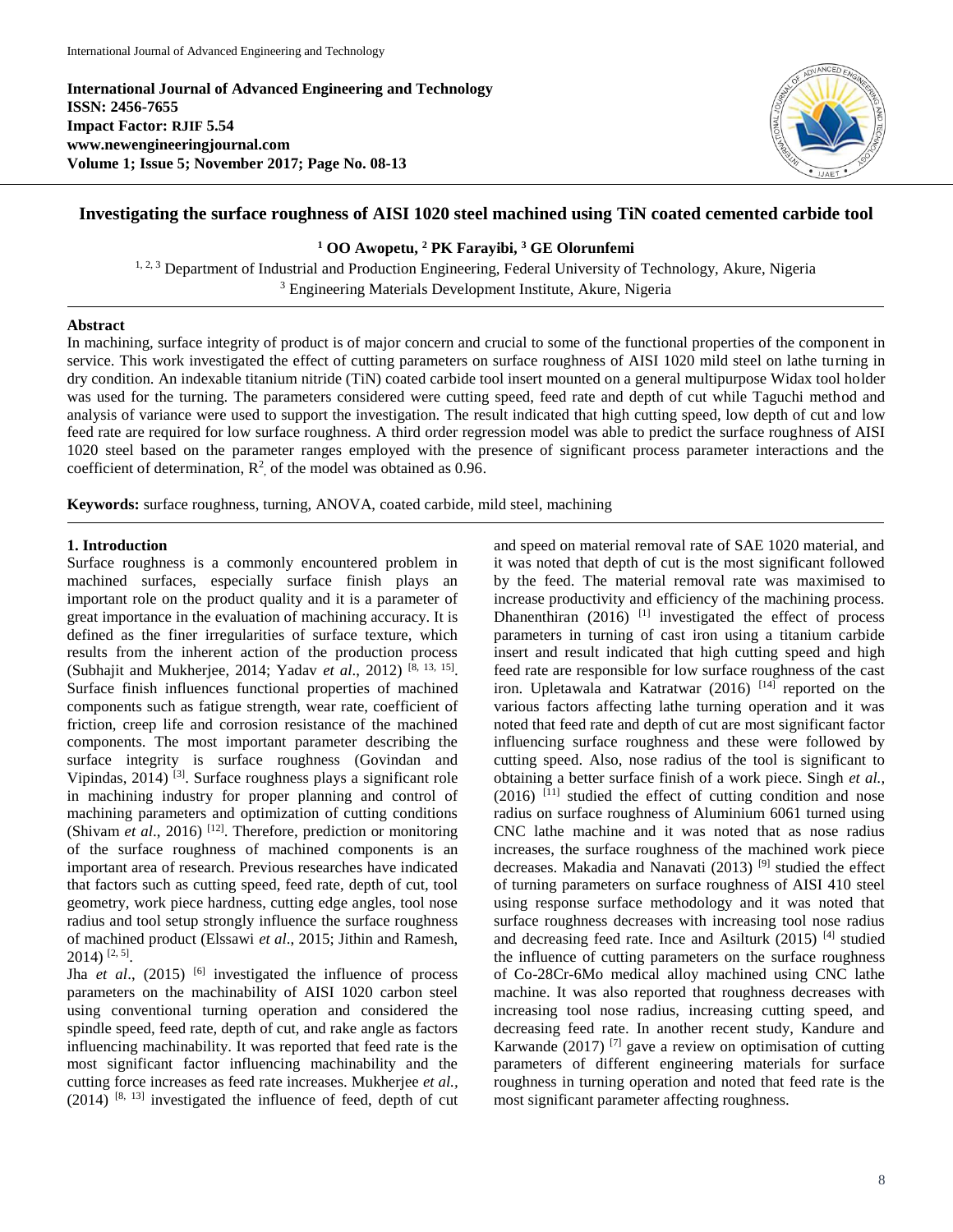International Journal of Advanced Engineering and Technology
ISSN: 2456-7655
Impact Factor: RJIF 5.54
www.newengineeringjournal.com
Volume 1; Issue 5; November 2017; Page No. 08-13

# Investigating the surface roughness of AISI 1020 steel machined using TiN coated cemented carbide tool

[1] OO Awopetu, [2] PK Farayibi, [3] GE Olorunfemi

[1, 2, 3] Department of Industrial and Production Engineering, Federal University of Technology, Akure, Nigeria
[3] Engineering Materials Development Institute, Akure, Nigeria

## Abstract

In machining, surface integrity of product is of major concern and crucial to some of the functional properties of the component in service. This work investigated the effect of cutting parameters on surface roughness of AISI 1020 mild steel on lathe turning in dry condition. An indexable titanium nitride (TiN) coated carbide tool insert mounted on a general multipurpose Widax tool holder was used for the turning. The parameters considered were cutting speed, feed rate and depth of cut while Taguchi method and analysis of variance were used to support the investigation. The result indicated that high cutting speed, low depth of cut and low feed rate are required for low surface roughness. A third order regression model was able to predict the surface roughness of AISI 1020 steel based on the parameter ranges employed with the presence of significant process parameter interactions and the coefficient of determination, $R^2$, of the model was obtained as 0.96.

**Keywords:** surface roughness, turning, ANOVA, coated carbide, mild steel, machining

## 1. Introduction

Surface roughness is a commonly encountered problem in machined surfaces, especially surface finish plays an important role on the product quality and it is a parameter of great importance in the evaluation of machining accuracy. It is defined as the finer irregularities of surface texture, which results from the inherent action of the production process (Subhajit and Mukherjee, 2014; Yadav *et al*., 2012) [8, 13, 15]. Surface finish influences functional properties of machined components such as fatigue strength, wear rate, coefficient of friction, creep life and corrosion resistance of the machined components. The most important parameter describing the surface integrity is surface roughness (Govindan and Vipindas, 2014) [3]. Surface roughness plays a significant role in machining industry for proper planning and control of machining parameters and optimization of cutting conditions (Shivam *et al*., 2016) [12]. Therefore, prediction or monitoring of the surface roughness of machined components is an important area of research. Previous researches have indicated that factors such as cutting speed, feed rate, depth of cut, tool geometry, work piece hardness, cutting edge angles, tool nose radius and tool setup strongly influence the surface roughness of machined product (Elssawi *et al*., 2015; Jithin and Ramesh, 2014) [2, 5].

Jha *et al*., (2015) [6] investigated the influence of process parameters on the machinability of AISI 1020 carbon steel using conventional turning operation and considered the spindle speed, feed rate, depth of cut, and rake angle as factors influencing machinability. It was reported that feed rate is the most significant factor influencing machinability and the cutting force increases as feed rate increases. Mukherjee *et al.,* (2014) [8, 13] investigated the influence of feed, depth of cut and speed on material removal rate of SAE 1020 material, and it was noted that depth of cut is the most significant followed by the feed. The material removal rate was maximised to increase productivity and efficiency of the machining process. Dhanenthiran (2016) [1] investigated the effect of process parameters in turning of cast iron using a titanium carbide insert and result indicated that high cutting speed and high feed rate are responsible for low surface roughness of the cast iron. Upletawala and Katratwar (2016) [14] reported on the various factors affecting lathe turning operation and it was noted that feed rate and depth of cut are most significant factor influencing surface roughness and these were followed by cutting speed. Also, nose radius of the tool is significant to obtaining a better surface finish of a work piece. Singh *et al.,* (2016) [11] studied the effect of cutting condition and nose radius on surface roughness of Aluminium 6061 turned using CNC lathe machine and it was noted that as nose radius increases, the surface roughness of the machined work piece decreases. Makadia and Nanavati (2013) [9] studied the effect of turning parameters on surface roughness of AISI 410 steel using response surface methodology and it was noted that surface roughness decreases with increasing tool nose radius and decreasing feed rate. Ince and Asilturk (2015) [4] studied the influence of cutting parameters on the surface roughness of Co-28Cr-6Mo medical alloy machined using CNC lathe machine. It was also reported that roughness decreases with increasing tool nose radius, increasing cutting speed, and decreasing feed rate. In another recent study, Kandure and Karwande (2017) [7] gave a review on optimisation of cutting parameters of different engineering materials for surface roughness in turning operation and noted that feed rate is the most significant parameter affecting roughness.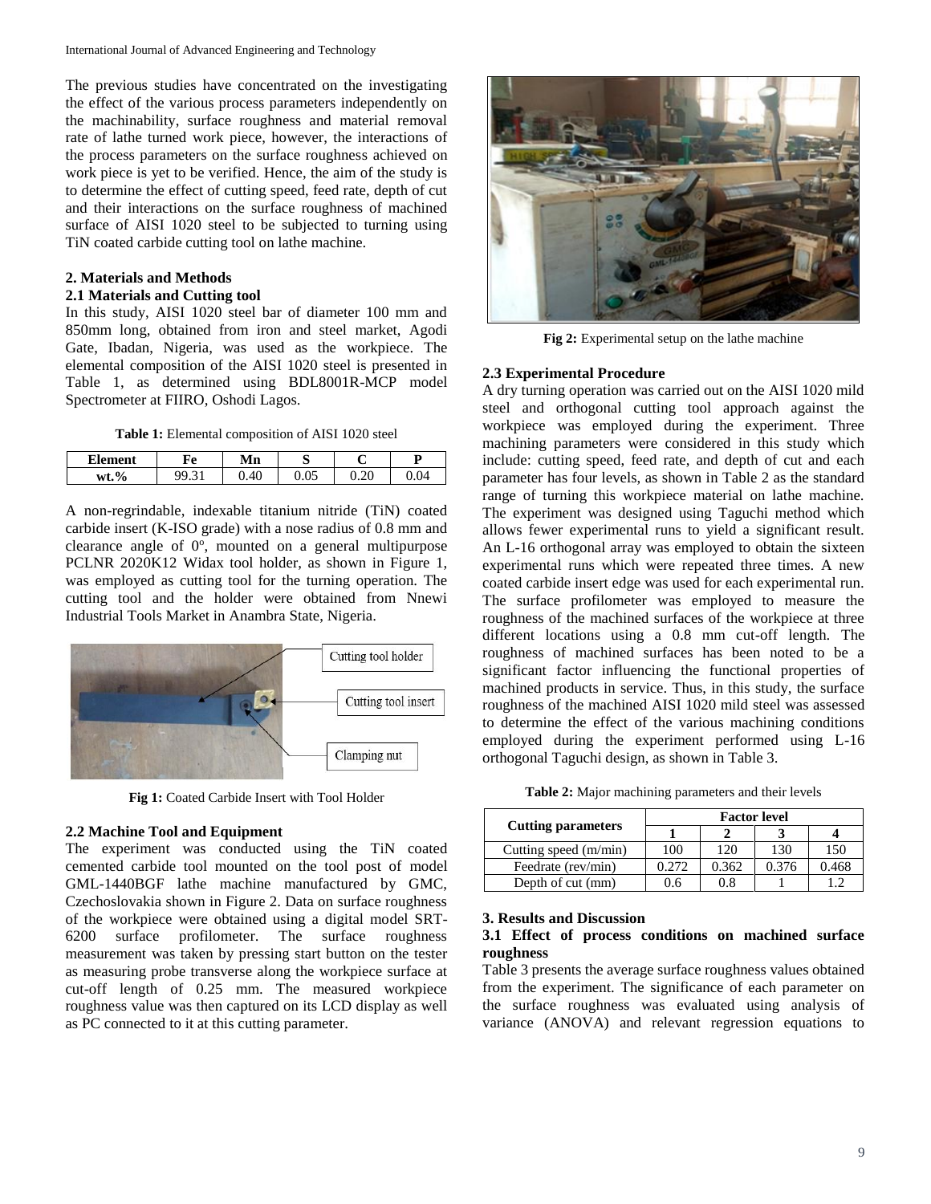The previous studies have concentrated on the investigating the effect of the various process parameters independently on the machinability, surface roughness and material removal rate of lathe turned work piece, however, the interactions of the process parameters on the surface roughness achieved on work piece is yet to be verified. Hence, the aim of the study is to determine the effect of cutting speed, feed rate, depth of cut and their interactions on the surface roughness of machined surface of AISI 1020 steel to be subjected to turning using TiN coated carbide cutting tool on lathe machine.

## 2. Materials and Methods

### 2.1 Materials and Cutting tool

In this study, AISI 1020 steel bar of diameter 100 mm and 850mm long, obtained from iron and steel market, Agodi Gate, Ibadan, Nigeria, was used as the workpiece. The elemental composition of the AISI 1020 steel is presented in Table 1, as determined using BDL8001R-MCP model Spectrometer at FIIRO, Oshodi Lagos.

**Table 1:** Elemental composition of AISI 1020 steel

| Element | Fe | Mn | S | C | P |
|---|---|---|---|---|---|
| wt.% | 99.31 | 0.40 | 0.05 | 0.20 | 0.04 |

A non-regrindable, indexable titanium nitride (TiN) coated carbide insert (K-ISO grade) with a nose radius of 0.8 mm and clearance angle of 0$^{o}$, mounted on a general multipurpose PCLNR 2020K12 Widax tool holder, as shown in Figure 1, was employed as cutting tool for the turning operation. The cutting tool and the holder were obtained from Nnewi Industrial Tools Market in Anambra State, Nigeria.

Cutting tool holder

Cutting tool insert

Clamping nut

**Fig 1:** Coated Carbide Insert with Tool Holder

### 2.2 Machine Tool and Equipment

The experiment was conducted using the TiN coated cemented carbide tool mounted on the tool post of model GML-1440BGF lathe machine manufactured by GMC, Czechoslovakia shown in Figure 2. Data on surface roughness of the workpiece were obtained using a digital model SRT-6200 surface profilometer. The surface roughness measurement was taken by pressing start button on the tester as measuring probe transverse along the workpiece surface at cut-off length of 0.25 mm. The measured workpiece roughness value was then captured on its LCD display as well as PC connected to it at this cutting parameter.

**Fig 2:** Experimental setup on the lathe machine

### 2.3 Experimental Procedure

A dry turning operation was carried out on the AISI 1020 mild steel and orthogonal cutting tool approach against the workpiece was employed during the experiment. Three machining parameters were considered in this study which include: cutting speed, feed rate, and depth of cut and each parameter has four levels, as shown in Table 2 as the standard range of turning this workpiece material on lathe machine. The experiment was designed using Taguchi method which allows fewer experimental runs to yield a significant result. An L-16 orthogonal array was employed to obtain the sixteen experimental runs which were repeated three times. A new coated carbide insert edge was used for each experimental run. The surface profilometer was employed to measure the roughness of the machined surfaces of the workpiece at three different locations using a 0.8 mm cut-off length. The roughness of machined surfaces has been noted to be a significant factor influencing the functional properties of machined products in service. Thus, in this study, the surface roughness of the machined AISI 1020 mild steel was assessed to determine the effect of the various machining conditions employed during the experiment performed using L-16 orthogonal Taguchi design, as shown in Table 3.

**Table 2:** Major machining parameters and their levels

| Cutting parameters | Factor level | | | |
|---|---|---|---|---|
| | **1** | **2** | **3** | **4** |
| Cutting speed (m/min) | 100 | 120 | 130 | 150 |
| Feedrate (rev/min) | 0.272 | 0.362 | 0.376 | 0.468 |
| Depth of cut (mm) | 0.6 | 0.8 | 1 | 1.2 |

## 3. Results and Discussion

### 3.1 Effect of process conditions on machined surface roughness

Table 3 presents the average surface roughness values obtained from the experiment. The significance of each parameter on the surface roughness was evaluated using analysis of variance (ANOVA) and relevant regression equations to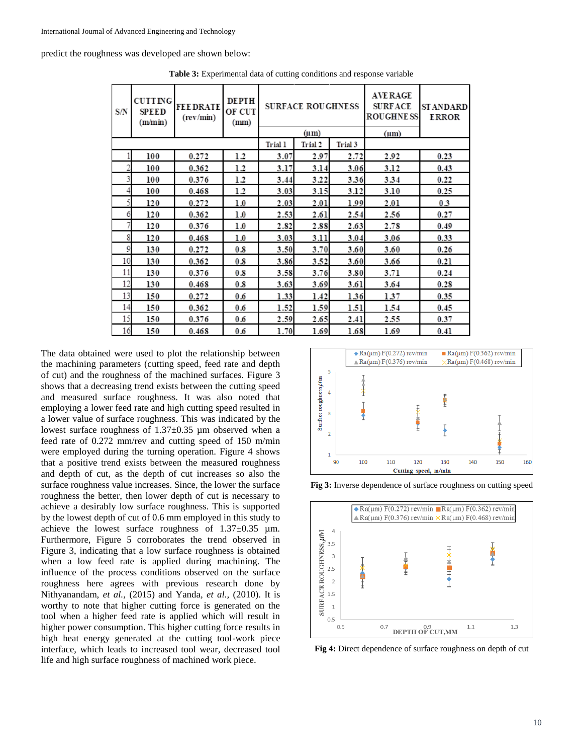predict the roughness was developed are shown below:

**Table 3:** Experimental data of cutting conditions and response variable

| S/N | CUTTING SPEED (m/min) | FEEDRATE (rev/min) | DEPTH OF CUT (mm) | SURFACE ROUGHNESS (µm) | | | AVERAGE SURFACE ROUGHNESS (µm) | STANDARD ERROR |
|---|---|---|---|---|---|---|---|---|
| | | | | Trial 1 | Trial 2 | Trial 3 | | |
| 1 | 100 | 0.272 | 1.2 | 3.07 | 2.97 | 2.72 | 2.92 | 0.23 |
| 2 | 100 | 0.362 | 1.2 | 3.17 | 3.14 | 3.06 | 3.12 | 0.43 |
| 3 | 100 | 0.376 | 1.2 | 3.44 | 3.22 | 3.36 | 3.34 | 0.22 |
| 4 | 100 | 0.468 | 1.2 | 3.03 | 3.15 | 3.12 | 3.10 | 0.25 |
| 5 | 120 | 0.272 | 1.0 | 2.03 | 2.01 | 1.99 | 2.01 | 0.3 |
| 6 | 120 | 0.362 | 1.0 | 2.53 | 2.61 | 2.54 | 2.56 | 0.27 |
| 7 | 120 | 0.376 | 1.0 | 2.82 | 2.88 | 2.63 | 2.78 | 0.49 |
| 8 | 120 | 0.468 | 1.0 | 3.03 | 3.11 | 3.04 | 3.06 | 0.33 |
| 9 | 130 | 0.272 | 0.8 | 3.50 | 3.70 | 3.60 | 3.60 | 0.26 |
| 10 | 130 | 0.362 | 0.8 | 3.86 | 3.52 | 3.60 | 3.66 | 0.21 |
| 11 | 130 | 0.376 | 0.8 | 3.58 | 3.76 | 3.80 | 3.71 | 0.24 |
| 12 | 130 | 0.468 | 0.8 | 3.63 | 3.69 | 3.61 | 3.64 | 0.28 |
| 13 | 150 | 0.272 | 0.6 | 1.33 | 1.42 | 1.36 | 1.37 | 0.35 |
| 14 | 150 | 0.362 | 0.6 | 1.52 | 1.59 | 1.51 | 1.54 | 0.45 |
| 15 | 150 | 0.376 | 0.6 | 2.59 | 2.65 | 2.41 | 2.55 | 0.37 |
| 16 | 150 | 0.468 | 0.6 | 1.70 | 1.69 | 1.68 | 1.69 | 0.41 |

The data obtained were used to plot the relationship between the machining parameters (cutting speed, feed rate and depth of cut) and the roughness of the machined surfaces. Figure 3 shows that a decreasing trend exists between the cutting speed and measured surface roughness. It was also noted that employing a lower feed rate and high cutting speed resulted in a lower value of surface roughness. This was indicated by the lowest surface roughness of 1.37±0.35 µm observed when a feed rate of 0.272 mm/rev and cutting speed of 150 m/min were employed during the turning operation. Figure 4 shows that a positive trend exists between the measured roughness and depth of cut, as the depth of cut increases so also the surface roughness value increases. Since, the lower the surface roughness the better, then lower depth of cut is necessary to achieve a desirably low surface roughness. This is supported by the lowest depth of cut of 0.6 mm employed in this study to achieve the lowest surface roughness of 1.37±0.35 µm. Furthermore, Figure 5 corroborates the trend observed in Figure 3, indicating that a low surface roughness is obtained when a low feed rate is applied during machining. The influence of the process conditions observed on the surface roughness here agrees with previous research done by Nithyanandam, *et al.*, (2015) and Yanda, *et al.*, (2010). It is worthy to note that higher cutting force is generated on the tool when a higher feed rate is applied during machining which will result in higher power consumption. This higher cutting force results in high heat energy generated at the cutting tool-work piece interface, which leads to increased tool wear, decreased tool life and high surface roughness of machined work piece.

**Fig 3:** Inverse dependence of surface roughness on cutting speed

**Fig 4:** Direct dependence of surface roughness on depth of cut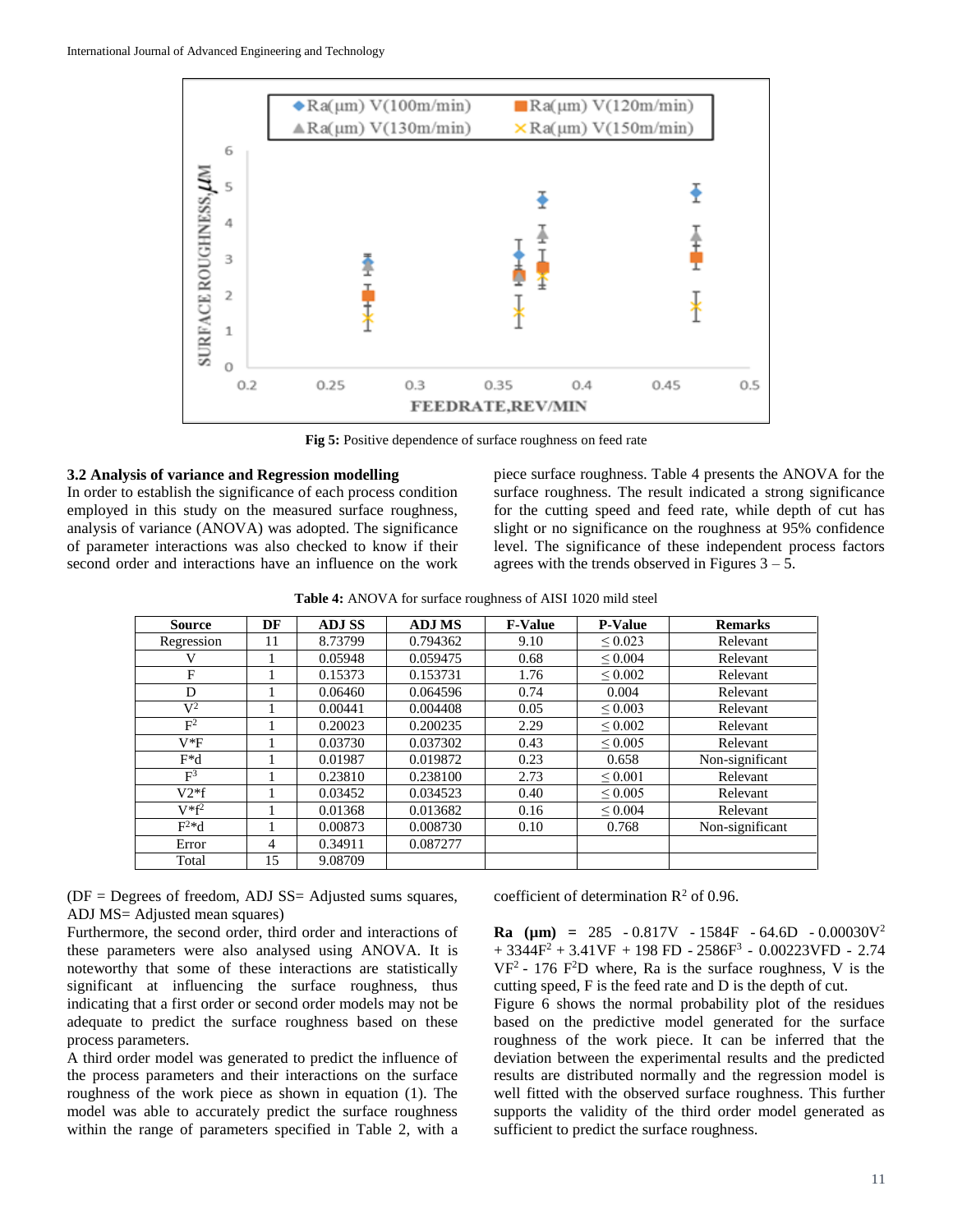Fig 5: Positive dependence of surface roughness on feed rate

### 3.2 Analysis of variance and Regression modelling

In order to establish the significance of each process condition employed in this study on the measured surface roughness, analysis of variance (ANOVA) was adopted. The significance of parameter interactions was also checked to know if their second order and interactions have an influence on the work piece surface roughness. Table 4 presents the ANOVA for the surface roughness. The result indicated a strong significance for the cutting speed and feed rate, while depth of cut has slight or no significance on the roughness at 95% confidence level. The significance of these independent process factors agrees with the trends observed in Figures 3 – 5.

**Table 4:** ANOVA for surface roughness of AISI 1020 mild steel

| Source | DF | ADJ SS | ADJ MS | F-Value | P-Value | Remarks |
|---|---|---|---|---|---|---|
| Regression | 11 | 8.73799 | 0.794362 | 9.10 | ≤ 0.023 | Relevant |
| V | 1 | 0.05948 | 0.059475 | 0.68 | ≤ 0.004 | Relevant |
| F | 1 | 0.15373 | 0.153731 | 1.76 | ≤ 0.002 | Relevant |
| D | 1 | 0.06460 | 0.064596 | 0.74 | 0.004 | Relevant |
| $V^2$ | 1 | 0.00441 | 0.004408 | 0.05 | ≤ 0.003 | Relevant |
| $F^2$ | 1 | 0.20023 | 0.200235 | 2.29 | ≤ 0.002 | Relevant |
| V*F | 1 | 0.03730 | 0.037302 | 0.43 | ≤ 0.005 | Relevant |
| F*d | 1 | 0.01987 | 0.019872 | 0.23 | 0.658 | Non-significant |
| $F^3$ | 1 | 0.23810 | 0.238100 | 2.73 | ≤ 0.001 | Relevant |
| V2*f | 1 | 0.03452 | 0.034523 | 0.40 | ≤ 0.005 | Relevant |
| $V*f^2$ | 1 | 0.01368 | 0.013682 | 0.16 | ≤ 0.004 | Relevant |
| $F^2*d$ | 1 | 0.00873 | 0.008730 | 0.10 | 0.768 | Non-significant |
| Error | 4 | 0.34911 | 0.087277 | | | |
| Total | 15 | 9.08709 | | | | |

(DF = Degrees of freedom, ADJ SS= Adjusted sums squares, ADJ MS= Adjusted mean squares)

Furthermore, the second order, third order and interactions of these parameters were also analysed using ANOVA. It is noteworthy that some of these interactions are statistically significant at influencing the surface roughness, thus indicating that a first order or second order models may not be adequate to predict the surface roughness based on these process parameters.

A third order model was generated to predict the influence of the process parameters and their interactions on the surface roughness of the work piece as shown in equation (1). The model was able to accurately predict the surface roughness within the range of parameters specified in Table 2, with a coefficient of determination $R^2$ of 0.96.

$$\textbf{Ra}\ (\mu\text{m}) = 285 - 0.817V - 1584F - 64.6D - 0.00030V^2 + 3344F^2 + 3.41VF + 198\,FD - 2586F^3 - 0.00223VFD - 2.74\,VF^2 - 176\,F^2D$$

where, Ra is the surface roughness, V is the cutting speed, F is the feed rate and D is the depth of cut.

Figure 6 shows the normal probability plot of the residues based on the predictive model generated for the surface roughness of the work piece. It can be inferred that the deviation between the experimental results and the predicted results are distributed normally and the regression model is well fitted with the observed surface roughness. This further supports the validity of the third order model generated as sufficient to predict the surface roughness.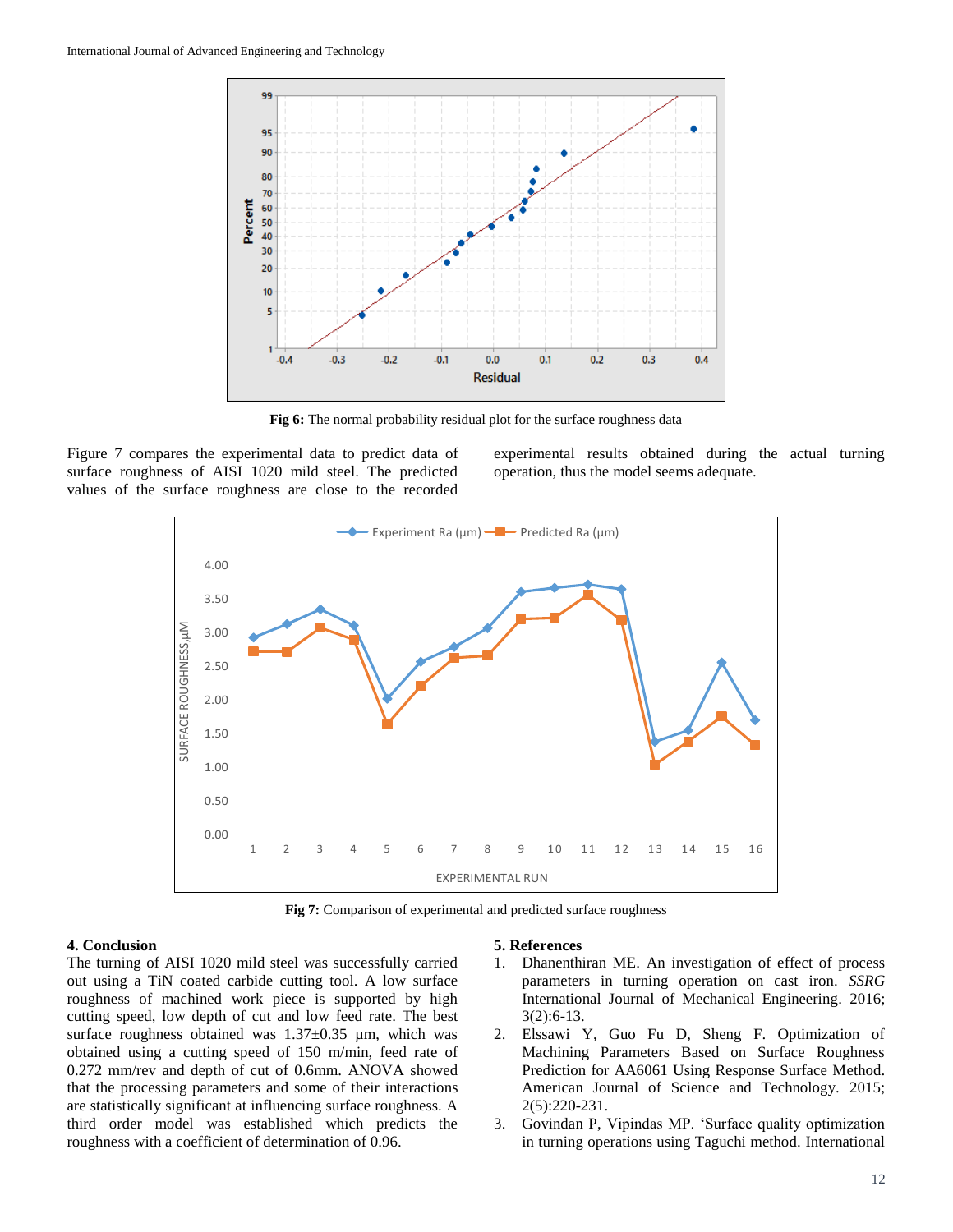Fig 6: The normal probability residual plot for the surface roughness data

Figure 7 compares the experimental data to predict data of surface roughness of AISI 1020 mild steel. The predicted values of the surface roughness are close to the recorded experimental results obtained during the actual turning operation, thus the model seems adequate.

**Fig 7:** Comparison of experimental and predicted surface roughness

## 4. Conclusion

The turning of AISI 1020 mild steel was successfully carried out using a TiN coated carbide cutting tool. A low surface roughness of machined work piece is supported by high cutting speed, low depth of cut and low feed rate. The best surface roughness obtained was 1.37±0.35 µm, which was obtained using a cutting speed of 150 m/min, feed rate of 0.272 mm/rev and depth of cut of 0.6mm. ANOVA showed that the processing parameters and some of their interactions are statistically significant at influencing surface roughness. A third order model was established which predicts the roughness with a coefficient of determination of 0.96.

## 5. References

1. Dhanenthiran ME. An investigation of effect of process parameters in turning operation on cast iron. *SSRG* International Journal of Mechanical Engineering. 2016; 3(2):6-13.
2. Elssawi Y, Guo Fu D, Sheng F. Optimization of Machining Parameters Based on Surface Roughness Prediction for AA6061 Using Response Surface Method. American Journal of Science and Technology. 2015; 2(5):220-231.
3. Govindan P, Vipindas MP. 'Surface quality optimization in turning operations using Taguchi method. International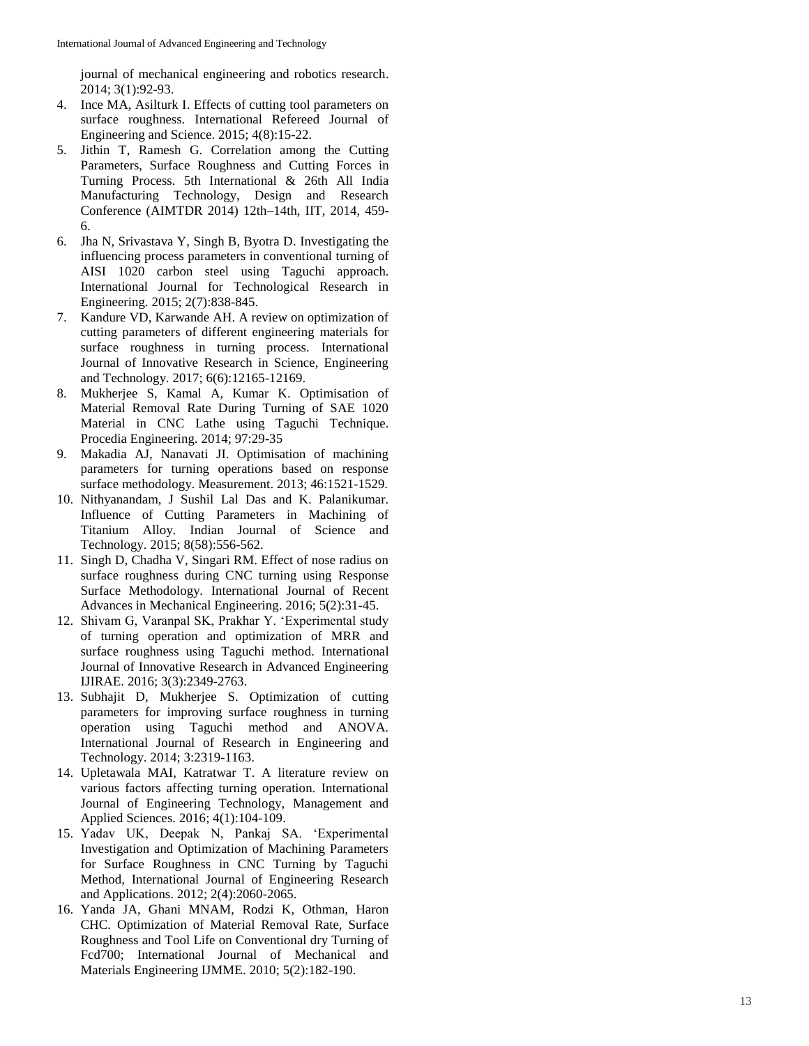journal of mechanical engineering and robotics research. 2014; 3(1):92-93.

4. Ince MA, Asilturk I. Effects of cutting tool parameters on surface roughness. International Refereed Journal of Engineering and Science. 2015; 4(8):15-22.
5. Jithin T, Ramesh G. Correlation among the Cutting Parameters, Surface Roughness and Cutting Forces in Turning Process. 5th International & 26th All India Manufacturing Technology, Design and Research Conference (AIMTDR 2014) 12th–14th, IIT, 2014, 459-6.
6. Jha N, Srivastava Y, Singh B, Byotra D. Investigating the influencing process parameters in conventional turning of AISI 1020 carbon steel using Taguchi approach. International Journal for Technological Research in Engineering. 2015; 2(7):838-845.
7. Kandure VD, Karwande AH. A review on optimization of cutting parameters of different engineering materials for surface roughness in turning process. International Journal of Innovative Research in Science, Engineering and Technology. 2017; 6(6):12165-12169.
8. Mukherjee S, Kamal A, Kumar K. Optimisation of Material Removal Rate During Turning of SAE 1020 Material in CNC Lathe using Taguchi Technique. Procedia Engineering. 2014; 97:29-35
9. Makadia AJ, Nanavati JI. Optimisation of machining parameters for turning operations based on response surface methodology. Measurement. 2013; 46:1521-1529.
10. Nithyanandam, J Sushil Lal Das and K. Palanikumar. Influence of Cutting Parameters in Machining of Titanium Alloy. Indian Journal of Science and Technology. 2015; 8(58):556-562.
11. Singh D, Chadha V, Singari RM. Effect of nose radius on surface roughness during CNC turning using Response Surface Methodology. International Journal of Recent Advances in Mechanical Engineering. 2016; 5(2):31-45.
12. Shivam G, Varanpal SK, Prakhar Y. 'Experimental study of turning operation and optimization of MRR and surface roughness using Taguchi method. International Journal of Innovative Research in Advanced Engineering IJIRAE. 2016; 3(3):2349-2763.
13. Subhajit D, Mukherjee S. Optimization of cutting parameters for improving surface roughness in turning operation using Taguchi method and ANOVA. International Journal of Research in Engineering and Technology. 2014; 3:2319-1163.
14. Upletawala MAI, Katratwar T. A literature review on various factors affecting turning operation. International Journal of Engineering Technology, Management and Applied Sciences. 2016; 4(1):104-109.
15. Yadav UK, Deepak N, Pankaj SA. 'Experimental Investigation and Optimization of Machining Parameters for Surface Roughness in CNC Turning by Taguchi Method, International Journal of Engineering Research and Applications. 2012; 2(4):2060-2065.
16. Yanda JA, Ghani MNAM, Rodzi K, Othman, Haron CHC. Optimization of Material Removal Rate, Surface Roughness and Tool Life on Conventional dry Turning of Fcd700; International Journal of Mechanical and Materials Engineering IJMME. 2010; 5(2):182-190.